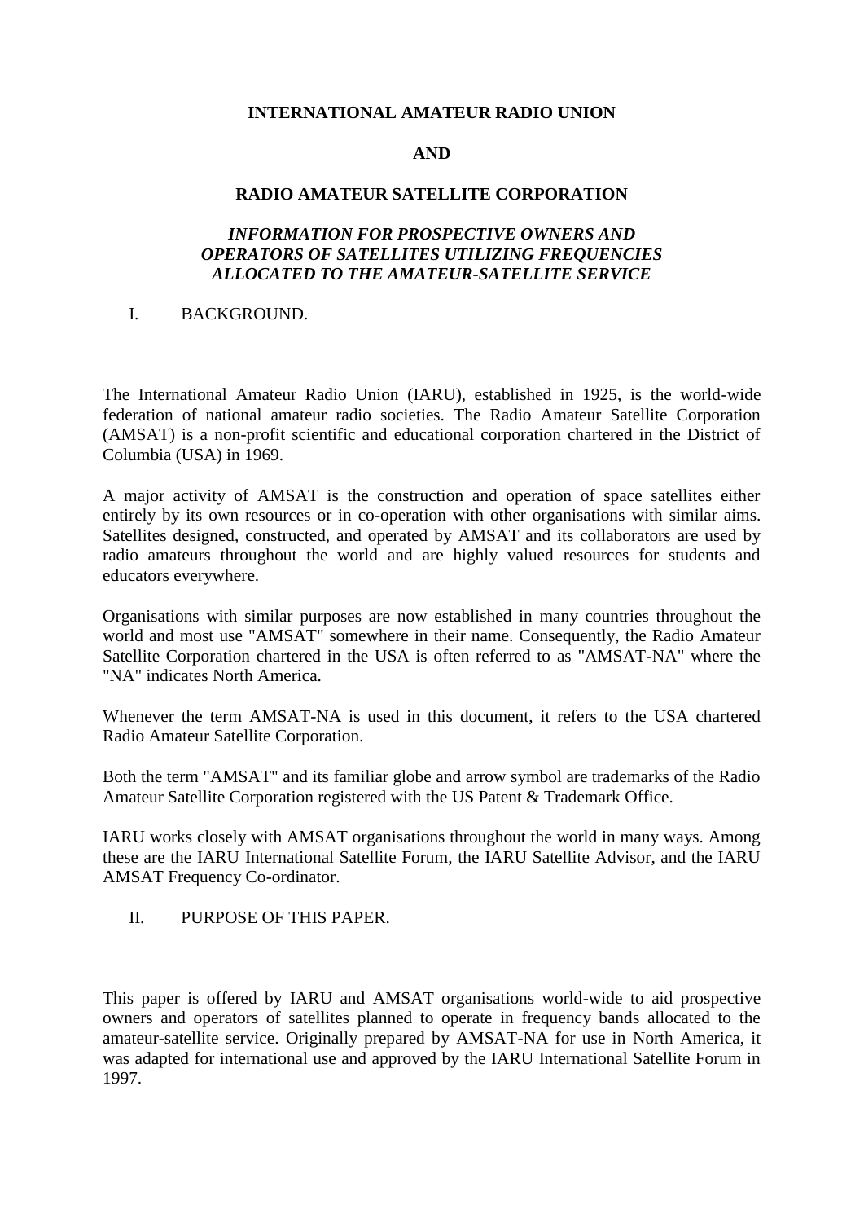**INTERNATIONAL AMATEUR RADIO UNION**

**AND**

**RADIO AMATEUR SATELLITE CORPORATION**

***INFORMATION FOR PROSPECTIVE OWNERS AND OPERATORS OF SATELLITES UTILIZING FREQUENCIES ALLOCATED TO THE AMATEUR-SATELLITE SERVICE***

## I. BACKGROUND.

The International Amateur Radio Union (IARU), established in 1925, is the world-wide federation of national amateur radio societies. The Radio Amateur Satellite Corporation (AMSAT) is a non-profit scientific and educational corporation chartered in the District of Columbia (USA) in 1969.

A major activity of AMSAT is the construction and operation of space satellites either entirely by its own resources or in co-operation with other organisations with similar aims. Satellites designed, constructed, and operated by AMSAT and its collaborators are used by radio amateurs throughout the world and are highly valued resources for students and educators everywhere.

Organisations with similar purposes are now established in many countries throughout the world and most use "AMSAT" somewhere in their name. Consequently, the Radio Amateur Satellite Corporation chartered in the USA is often referred to as "AMSAT-NA" where the "NA" indicates North America.

Whenever the term AMSAT-NA is used in this document, it refers to the USA chartered Radio Amateur Satellite Corporation.

Both the term "AMSAT" and its familiar globe and arrow symbol are trademarks of the Radio Amateur Satellite Corporation registered with the US Patent & Trademark Office.

IARU works closely with AMSAT organisations throughout the world in many ways. Among these are the IARU International Satellite Forum, the IARU Satellite Advisor, and the IARU AMSAT Frequency Co-ordinator.

## II. PURPOSE OF THIS PAPER.

This paper is offered by IARU and AMSAT organisations world-wide to aid prospective owners and operators of satellites planned to operate in frequency bands allocated to the amateur-satellite service. Originally prepared by AMSAT-NA for use in North America, it was adapted for international use and approved by the IARU International Satellite Forum in 1997.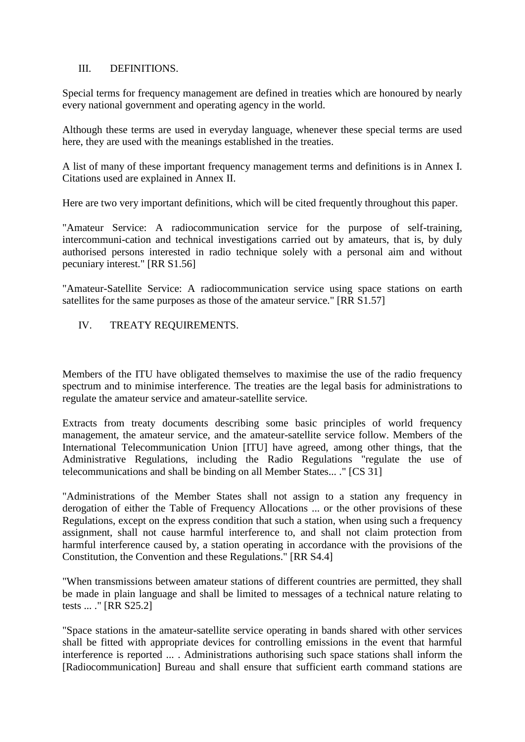## III. DEFINITIONS.

Special terms for frequency management are defined in treaties which are honoured by nearly every national government and operating agency in the world.

Although these terms are used in everyday language, whenever these special terms are used here, they are used with the meanings established in the treaties.

A list of many of these important frequency management terms and definitions is in Annex I. Citations used are explained in Annex II.

Here are two very important definitions, which will be cited frequently throughout this paper.

"Amateur Service: A radiocommunication service for the purpose of self-training, intercommuni-cation and technical investigations carried out by amateurs, that is, by duly authorised persons interested in radio technique solely with a personal aim and without pecuniary interest." [RR S1.56]

"Amateur-Satellite Service: A radiocommunication service using space stations on earth satellites for the same purposes as those of the amateur service." [RR S1.57]

## IV. TREATY REQUIREMENTS.

Members of the ITU have obligated themselves to maximise the use of the radio frequency spectrum and to minimise interference. The treaties are the legal basis for administrations to regulate the amateur service and amateur-satellite service.

Extracts from treaty documents describing some basic principles of world frequency management, the amateur service, and the amateur-satellite service follow. Members of the International Telecommunication Union [ITU] have agreed, among other things, that the Administrative Regulations, including the Radio Regulations "regulate the use of telecommunications and shall be binding on all Member States... ." [CS 31]

"Administrations of the Member States shall not assign to a station any frequency in derogation of either the Table of Frequency Allocations ... or the other provisions of these Regulations, except on the express condition that such a station, when using such a frequency assignment, shall not cause harmful interference to, and shall not claim protection from harmful interference caused by, a station operating in accordance with the provisions of the Constitution, the Convention and these Regulations." [RR S4.4]

"When transmissions between amateur stations of different countries are permitted, they shall be made in plain language and shall be limited to messages of a technical nature relating to tests ... ." [RR S25.2]

"Space stations in the amateur-satellite service operating in bands shared with other services shall be fitted with appropriate devices for controlling emissions in the event that harmful interference is reported ... . Administrations authorising such space stations shall inform the [Radiocommunication] Bureau and shall ensure that sufficient earth command stations are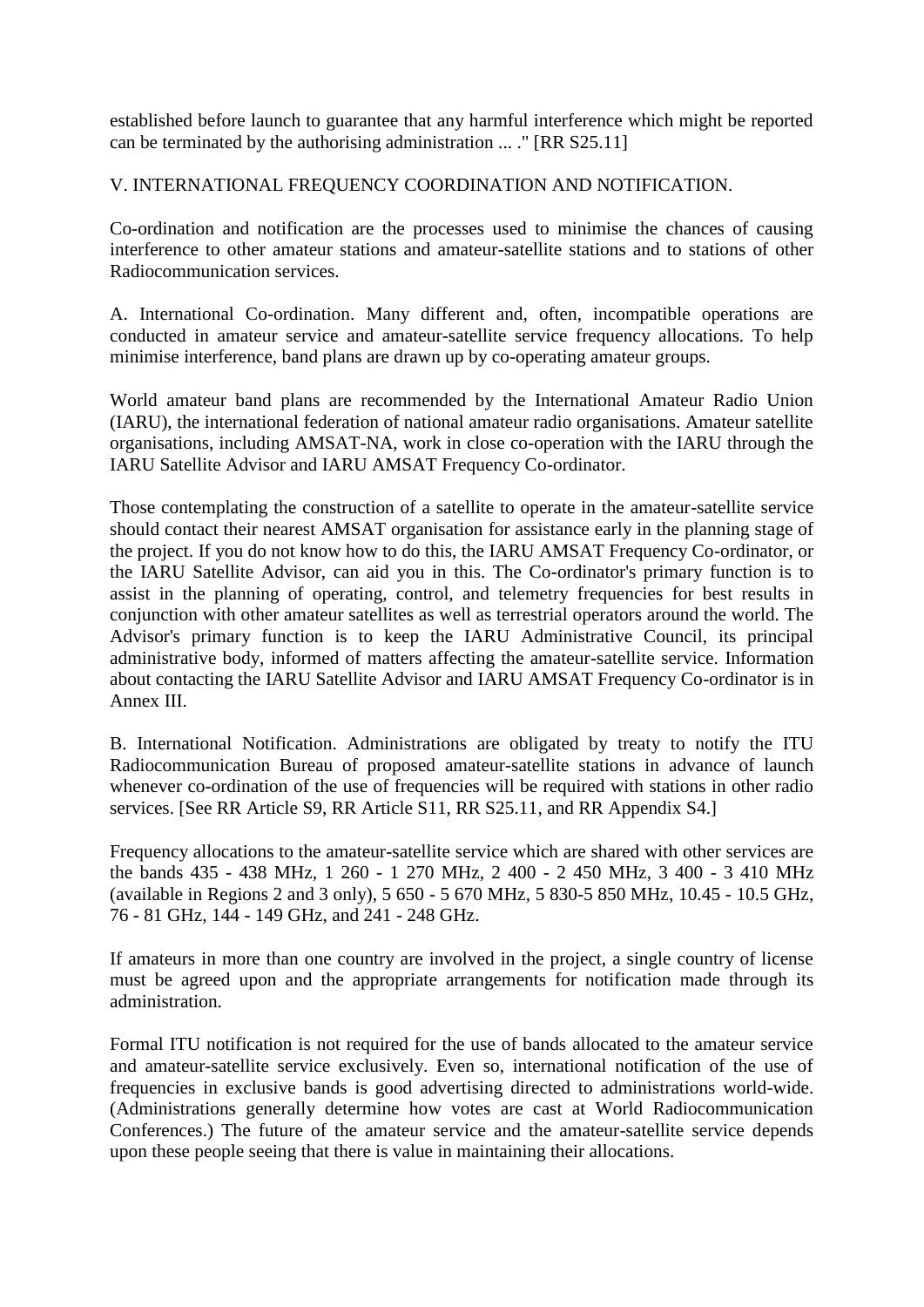established before launch to guarantee that any harmful interference which might be reported can be terminated by the authorising administration ... ." [RR S25.11]

## V. INTERNATIONAL FREQUENCY COORDINATION AND NOTIFICATION.

Co-ordination and notification are the processes used to minimise the chances of causing interference to other amateur stations and amateur-satellite stations and to stations of other Radiocommunication services.

A. International Co-ordination. Many different and, often, incompatible operations are conducted in amateur service and amateur-satellite service frequency allocations. To help minimise interference, band plans are drawn up by co-operating amateur groups.

World amateur band plans are recommended by the International Amateur Radio Union (IARU), the international federation of national amateur radio organisations. Amateur satellite organisations, including AMSAT-NA, work in close co-operation with the IARU through the IARU Satellite Advisor and IARU AMSAT Frequency Co-ordinator.

Those contemplating the construction of a satellite to operate in the amateur-satellite service should contact their nearest AMSAT organisation for assistance early in the planning stage of the project. If you do not know how to do this, the IARU AMSAT Frequency Co-ordinator, or the IARU Satellite Advisor, can aid you in this. The Co-ordinator's primary function is to assist in the planning of operating, control, and telemetry frequencies for best results in conjunction with other amateur satellites as well as terrestrial operators around the world. The Advisor's primary function is to keep the IARU Administrative Council, its principal administrative body, informed of matters affecting the amateur-satellite service. Information about contacting the IARU Satellite Advisor and IARU AMSAT Frequency Co-ordinator is in Annex III.

B. International Notification. Administrations are obligated by treaty to notify the ITU Radiocommunication Bureau of proposed amateur-satellite stations in advance of launch whenever co-ordination of the use of frequencies will be required with stations in other radio services. [See RR Article S9, RR Article S11, RR S25.11, and RR Appendix S4.]

Frequency allocations to the amateur-satellite service which are shared with other services are the bands 435 - 438 MHz, 1 260 - 1 270 MHz, 2 400 - 2 450 MHz, 3 400 - 3 410 MHz (available in Regions 2 and 3 only), 5 650 - 5 670 MHz, 5 830-5 850 MHz, 10.45 - 10.5 GHz, 76 - 81 GHz, 144 - 149 GHz, and 241 - 248 GHz.

If amateurs in more than one country are involved in the project, a single country of license must be agreed upon and the appropriate arrangements for notification made through its administration.

Formal ITU notification is not required for the use of bands allocated to the amateur service and amateur-satellite service exclusively. Even so, international notification of the use of frequencies in exclusive bands is good advertising directed to administrations world-wide. (Administrations generally determine how votes are cast at World Radiocommunication Conferences.) The future of the amateur service and the amateur-satellite service depends upon these people seeing that there is value in maintaining their allocations.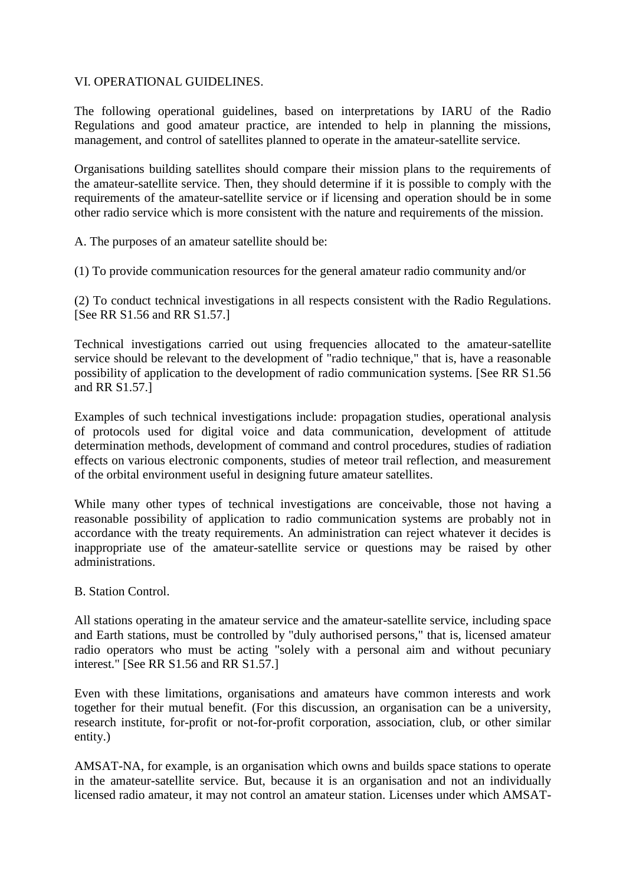## VI. OPERATIONAL GUIDELINES.

The following operational guidelines, based on interpretations by IARU of the Radio Regulations and good amateur practice, are intended to help in planning the missions, management, and control of satellites planned to operate in the amateur-satellite service.

Organisations building satellites should compare their mission plans to the requirements of the amateur-satellite service. Then, they should determine if it is possible to comply with the requirements of the amateur-satellite service or if licensing and operation should be in some other radio service which is more consistent with the nature and requirements of the mission.

### A. The purposes of an amateur satellite should be:

(1) To provide communication resources for the general amateur radio community and/or

(2) To conduct technical investigations in all respects consistent with the Radio Regulations. [See RR S1.56 and RR S1.57.]

Technical investigations carried out using frequencies allocated to the amateur-satellite service should be relevant to the development of "radio technique," that is, have a reasonable possibility of application to the development of radio communication systems. [See RR S1.56 and RR S1.57.]

Examples of such technical investigations include: propagation studies, operational analysis of protocols used for digital voice and data communication, development of attitude determination methods, development of command and control procedures, studies of radiation effects on various electronic components, studies of meteor trail reflection, and measurement of the orbital environment useful in designing future amateur satellites.

While many other types of technical investigations are conceivable, those not having a reasonable possibility of application to radio communication systems are probably not in accordance with the treaty requirements. An administration can reject whatever it decides is inappropriate use of the amateur-satellite service or questions may be raised by other administrations.

### B. Station Control.

All stations operating in the amateur service and the amateur-satellite service, including space and Earth stations, must be controlled by "duly authorised persons," that is, licensed amateur radio operators who must be acting "solely with a personal aim and without pecuniary interest." [See RR S1.56 and RR S1.57.]

Even with these limitations, organisations and amateurs have common interests and work together for their mutual benefit. (For this discussion, an organisation can be a university, research institute, for-profit or not-for-profit corporation, association, club, or other similar entity.)

AMSAT-NA, for example, is an organisation which owns and builds space stations to operate in the amateur-satellite service. But, because it is an organisation and not an individually licensed radio amateur, it may not control an amateur station. Licenses under which AMSAT-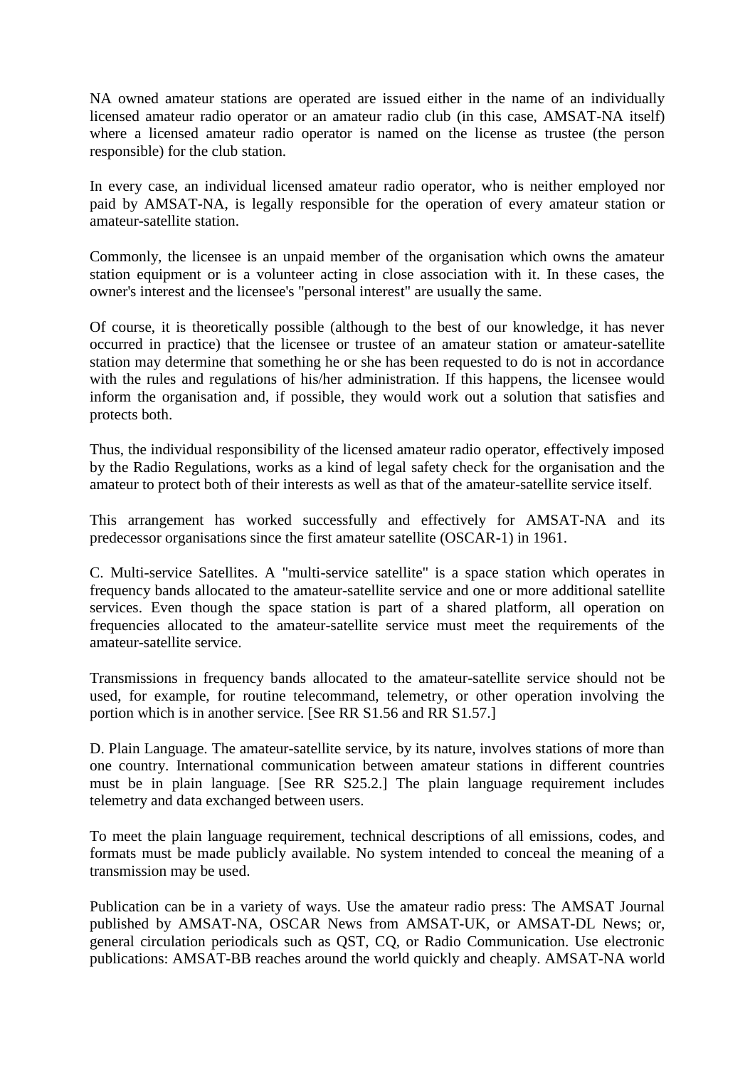NA owned amateur stations are operated are issued either in the name of an individually licensed amateur radio operator or an amateur radio club (in this case, AMSAT-NA itself) where a licensed amateur radio operator is named on the license as trustee (the person responsible) for the club station.

In every case, an individual licensed amateur radio operator, who is neither employed nor paid by AMSAT-NA, is legally responsible for the operation of every amateur station or amateur-satellite station.

Commonly, the licensee is an unpaid member of the organisation which owns the amateur station equipment or is a volunteer acting in close association with it. In these cases, the owner's interest and the licensee's "personal interest" are usually the same.

Of course, it is theoretically possible (although to the best of our knowledge, it has never occurred in practice) that the licensee or trustee of an amateur station or amateur-satellite station may determine that something he or she has been requested to do is not in accordance with the rules and regulations of his/her administration. If this happens, the licensee would inform the organisation and, if possible, they would work out a solution that satisfies and protects both.

Thus, the individual responsibility of the licensed amateur radio operator, effectively imposed by the Radio Regulations, works as a kind of legal safety check for the organisation and the amateur to protect both of their interests as well as that of the amateur-satellite service itself.

This arrangement has worked successfully and effectively for AMSAT-NA and its predecessor organisations since the first amateur satellite (OSCAR-1) in 1961.

C. Multi-service Satellites. A "multi-service satellite" is a space station which operates in frequency bands allocated to the amateur-satellite service and one or more additional satellite services. Even though the space station is part of a shared platform, all operation on frequencies allocated to the amateur-satellite service must meet the requirements of the amateur-satellite service.

Transmissions in frequency bands allocated to the amateur-satellite service should not be used, for example, for routine telecommand, telemetry, or other operation involving the portion which is in another service. [See RR S1.56 and RR S1.57.]

D. Plain Language. The amateur-satellite service, by its nature, involves stations of more than one country. International communication between amateur stations in different countries must be in plain language. [See RR S25.2.] The plain language requirement includes telemetry and data exchanged between users.

To meet the plain language requirement, technical descriptions of all emissions, codes, and formats must be made publicly available. No system intended to conceal the meaning of a transmission may be used.

Publication can be in a variety of ways. Use the amateur radio press: The AMSAT Journal published by AMSAT-NA, OSCAR News from AMSAT-UK, or AMSAT-DL News; or, general circulation periodicals such as QST, CQ, or Radio Communication. Use electronic publications: AMSAT-BB reaches around the world quickly and cheaply. AMSAT-NA world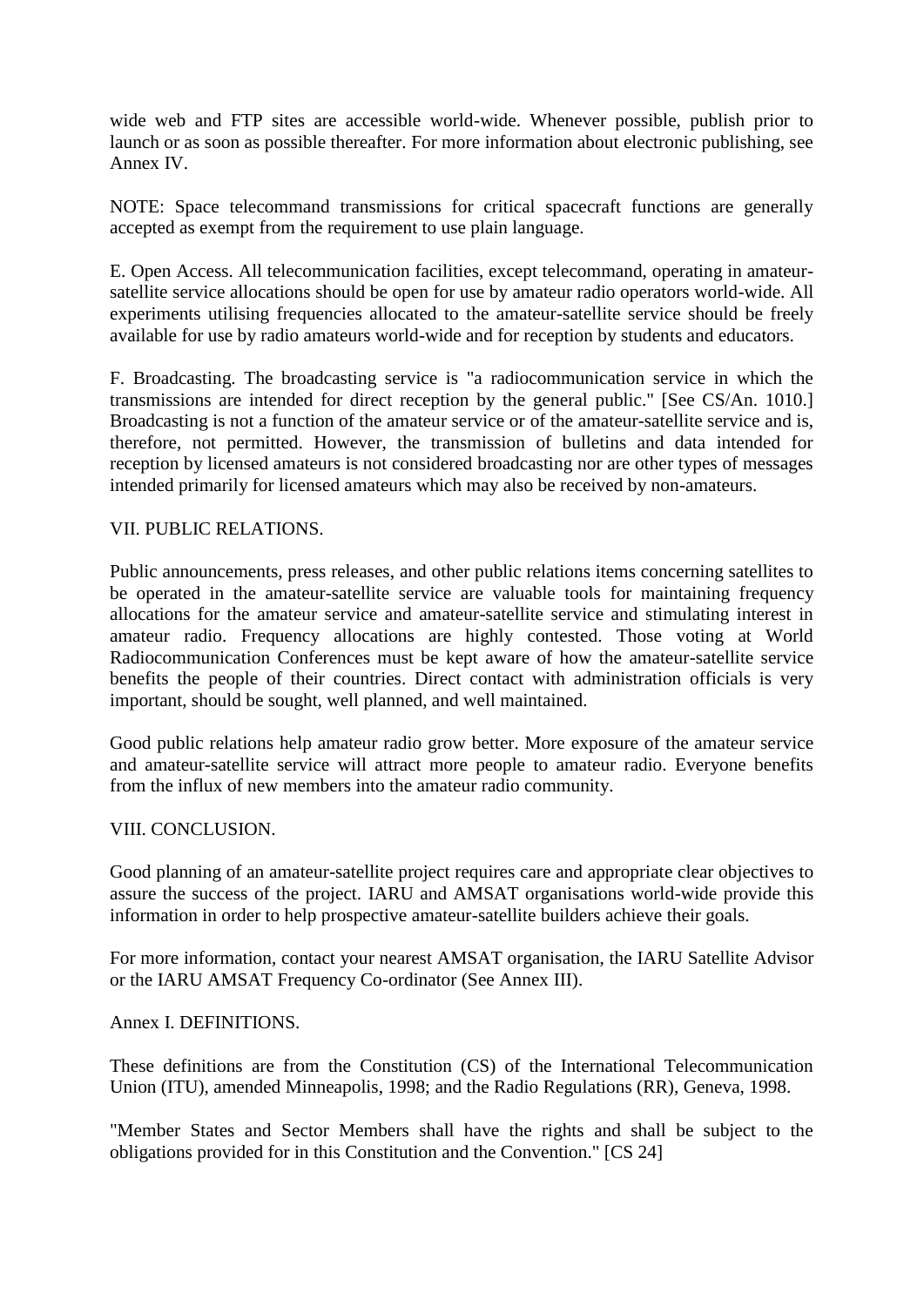wide web and FTP sites are accessible world-wide. Whenever possible, publish prior to launch or as soon as possible thereafter. For more information about electronic publishing, see Annex IV.

NOTE: Space telecommand transmissions for critical spacecraft functions are generally accepted as exempt from the requirement to use plain language.

E. Open Access. All telecommunication facilities, except telecommand, operating in amateur-satellite service allocations should be open for use by amateur radio operators world-wide. All experiments utilising frequencies allocated to the amateur-satellite service should be freely available for use by radio amateurs world-wide and for reception by students and educators.

F. Broadcasting. The broadcasting service is "a radiocommunication service in which the transmissions are intended for direct reception by the general public." [See CS/An. 1010.] Broadcasting is not a function of the amateur service or of the amateur-satellite service and is, therefore, not permitted. However, the transmission of bulletins and data intended for reception by licensed amateurs is not considered broadcasting nor are other types of messages intended primarily for licensed amateurs which may also be received by non-amateurs.

## VII. PUBLIC RELATIONS.

Public announcements, press releases, and other public relations items concerning satellites to be operated in the amateur-satellite service are valuable tools for maintaining frequency allocations for the amateur service and amateur-satellite service and stimulating interest in amateur radio. Frequency allocations are highly contested. Those voting at World Radiocommunication Conferences must be kept aware of how the amateur-satellite service benefits the people of their countries. Direct contact with administration officials is very important, should be sought, well planned, and well maintained.

Good public relations help amateur radio grow better. More exposure of the amateur service and amateur-satellite service will attract more people to amateur radio. Everyone benefits from the influx of new members into the amateur radio community.

## VIII. CONCLUSION.

Good planning of an amateur-satellite project requires care and appropriate clear objectives to assure the success of the project. IARU and AMSAT organisations world-wide provide this information in order to help prospective amateur-satellite builders achieve their goals.

For more information, contact your nearest AMSAT organisation, the IARU Satellite Advisor or the IARU AMSAT Frequency Co-ordinator (See Annex III).

## Annex I. DEFINITIONS.

These definitions are from the Constitution (CS) of the International Telecommunication Union (ITU), amended Minneapolis, 1998; and the Radio Regulations (RR), Geneva, 1998.

"Member States and Sector Members shall have the rights and shall be subject to the obligations provided for in this Constitution and the Convention." [CS 24]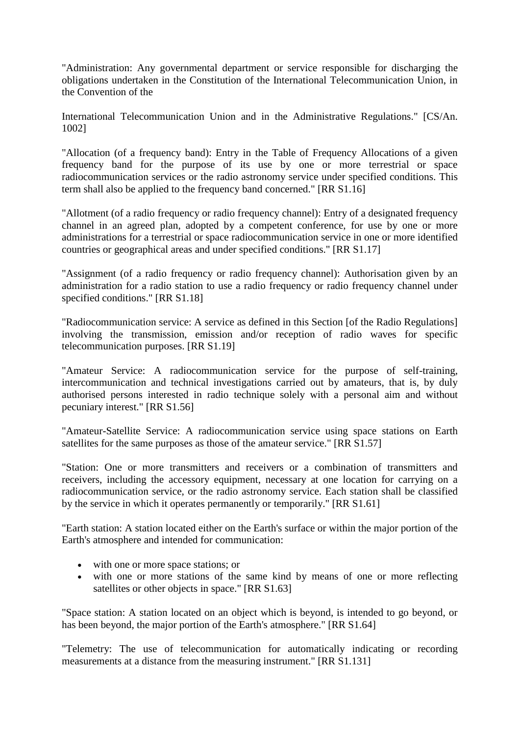"Administration: Any governmental department or service responsible for discharging the obligations undertaken in the Constitution of the International Telecommunication Union, in the Convention of the

International Telecommunication Union and in the Administrative Regulations." [CS/An. 1002]

"Allocation (of a frequency band): Entry in the Table of Frequency Allocations of a given frequency band for the purpose of its use by one or more terrestrial or space radiocommunication services or the radio astronomy service under specified conditions. This term shall also be applied to the frequency band concerned." [RR S1.16]

"Allotment (of a radio frequency or radio frequency channel): Entry of a designated frequency channel in an agreed plan, adopted by a competent conference, for use by one or more administrations for a terrestrial or space radiocommunication service in one or more identified countries or geographical areas and under specified conditions." [RR S1.17]

"Assignment (of a radio frequency or radio frequency channel): Authorisation given by an administration for a radio station to use a radio frequency or radio frequency channel under specified conditions." [RR S1.18]

"Radiocommunication service: A service as defined in this Section [of the Radio Regulations] involving the transmission, emission and/or reception of radio waves for specific telecommunication purposes. [RR S1.19]

"Amateur Service: A radiocommunication service for the purpose of self-training, intercommunication and technical investigations carried out by amateurs, that is, by duly authorised persons interested in radio technique solely with a personal aim and without pecuniary interest." [RR S1.56]

"Amateur-Satellite Service: A radiocommunication service using space stations on Earth satellites for the same purposes as those of the amateur service." [RR S1.57]

"Station: One or more transmitters and receivers or a combination of transmitters and receivers, including the accessory equipment, necessary at one location for carrying on a radiocommunication service, or the radio astronomy service. Each station shall be classified by the service in which it operates permanently or temporarily." [RR S1.61]

"Earth station: A station located either on the Earth's surface or within the major portion of the Earth's atmosphere and intended for communication:

- with one or more space stations; or
- with one or more stations of the same kind by means of one or more reflecting satellites or other objects in space." [RR S1.63]

"Space station: A station located on an object which is beyond, is intended to go beyond, or has been beyond, the major portion of the Earth's atmosphere." [RR S1.64]

"Telemetry: The use of telecommunication for automatically indicating or recording measurements at a distance from the measuring instrument." [RR S1.131]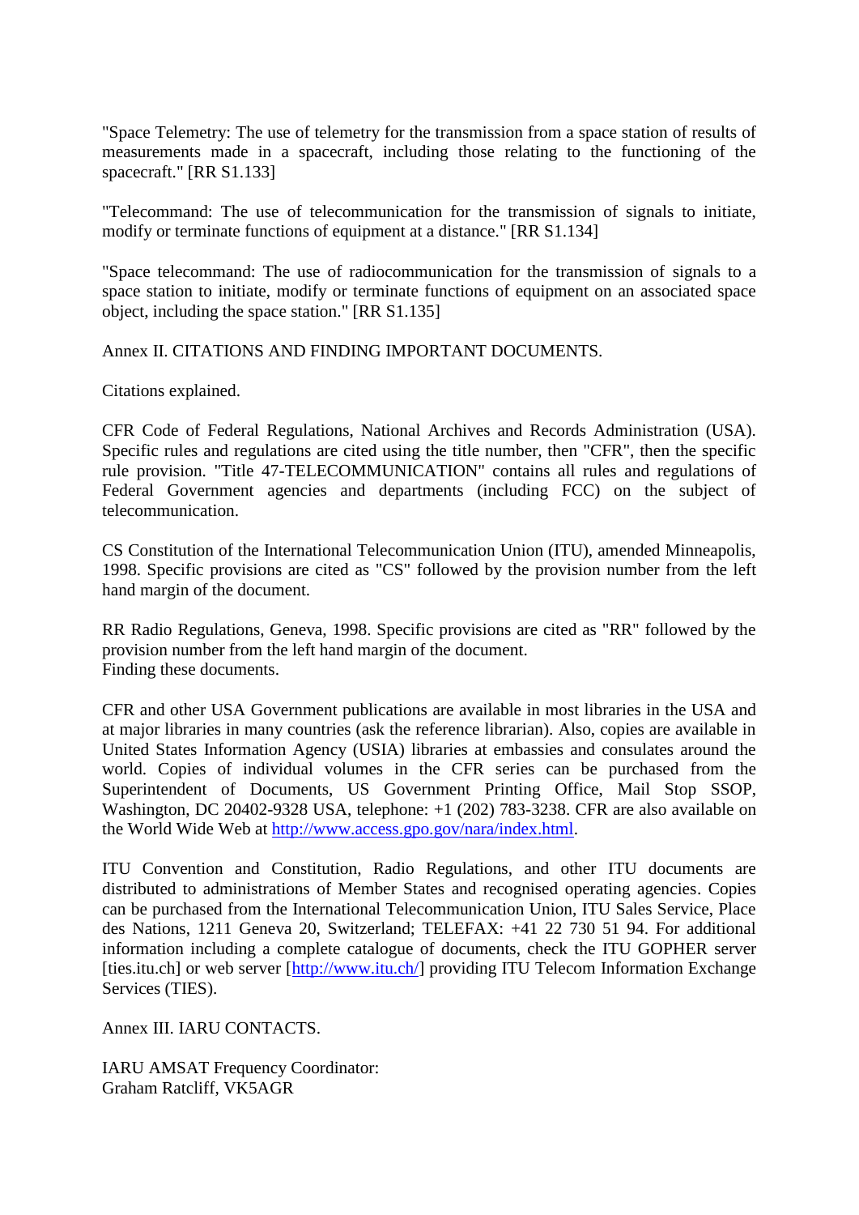"Space Telemetry: The use of telemetry for the transmission from a space station of results of measurements made in a spacecraft, including those relating to the functioning of the spacecraft." [RR S1.133]

"Telecommand: The use of telecommunication for the transmission of signals to initiate, modify or terminate functions of equipment at a distance." [RR S1.134]

"Space telecommand: The use of radiocommunication for the transmission of signals to a space station to initiate, modify or terminate functions of equipment on an associated space object, including the space station." [RR S1.135]

Annex II. CITATIONS AND FINDING IMPORTANT DOCUMENTS.

Citations explained.

CFR Code of Federal Regulations, National Archives and Records Administration (USA). Specific rules and regulations are cited using the title number, then "CFR", then the specific rule provision. "Title 47-TELECOMMUNICATION" contains all rules and regulations of Federal Government agencies and departments (including FCC) on the subject of telecommunication.

CS Constitution of the International Telecommunication Union (ITU), amended Minneapolis, 1998. Specific provisions are cited as "CS" followed by the provision number from the left hand margin of the document.

RR Radio Regulations, Geneva, 1998. Specific provisions are cited as "RR" followed by the provision number from the left hand margin of the document.
Finding these documents.

CFR and other USA Government publications are available in most libraries in the USA and at major libraries in many countries (ask the reference librarian). Also, copies are available in United States Information Agency (USIA) libraries at embassies and consulates around the world. Copies of individual volumes in the CFR series can be purchased from the Superintendent of Documents, US Government Printing Office, Mail Stop SSOP, Washington, DC 20402-9328 USA, telephone: +1 (202) 783-3238. CFR are also available on the World Wide Web at http://www.access.gpo.gov/nara/index.html.

ITU Convention and Constitution, Radio Regulations, and other ITU documents are distributed to administrations of Member States and recognised operating agencies. Copies can be purchased from the International Telecommunication Union, ITU Sales Service, Place des Nations, 1211 Geneva 20, Switzerland; TELEFAX: +41 22 730 51 94. For additional information including a complete catalogue of documents, check the ITU GOPHER server [ties.itu.ch] or web server [http://www.itu.ch/] providing ITU Telecom Information Exchange Services (TIES).

Annex III. IARU CONTACTS.

IARU AMSAT Frequency Coordinator:
Graham Ratcliff, VK5AGR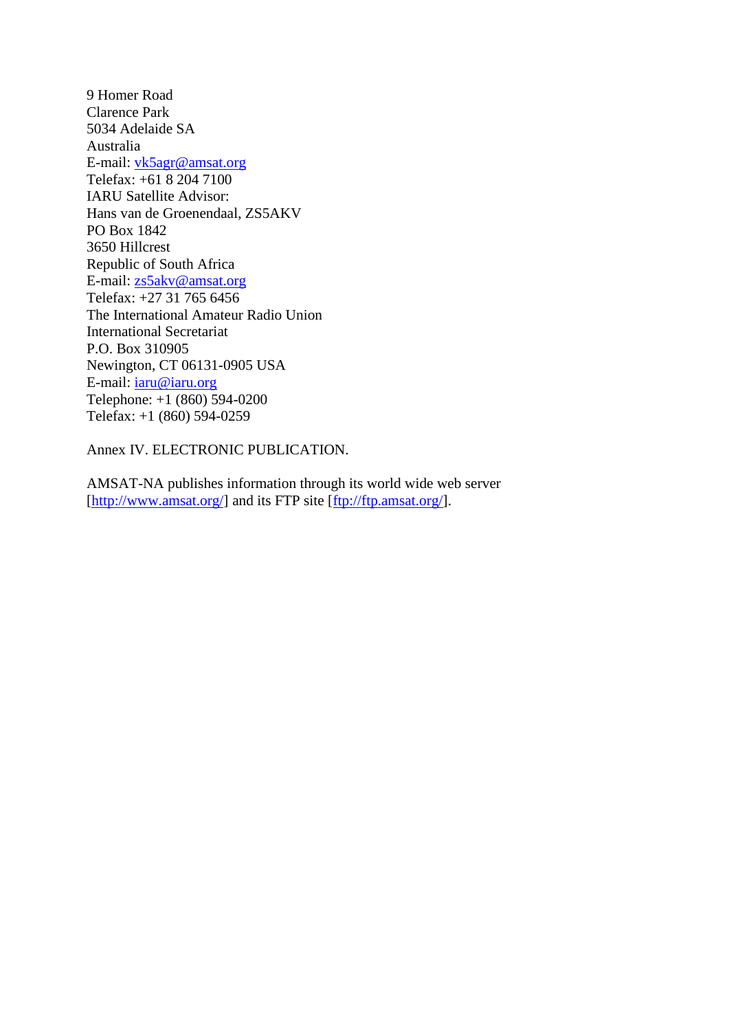9 Homer Road
Clarence Park
5034 Adelaide SA
Australia
E-mail: vk5agr@amsat.org
Telefax: +61 8 204 7100
IARU Satellite Advisor:
Hans van de Groenendaal, ZS5AKV
PO Box 1842
3650 Hillcrest
Republic of South Africa
E-mail: zs5akv@amsat.org
Telefax: +27 31 765 6456
The International Amateur Radio Union
International Secretariat
P.O. Box 310905
Newington, CT 06131-0905 USA
E-mail: iaru@iaru.org
Telephone: +1 (860) 594-0200
Telefax: +1 (860) 594-0259

Annex IV. ELECTRONIC PUBLICATION.

AMSAT-NA publishes information through its world wide web server [http://www.amsat.org/] and its FTP site [ftp://ftp.amsat.org/].